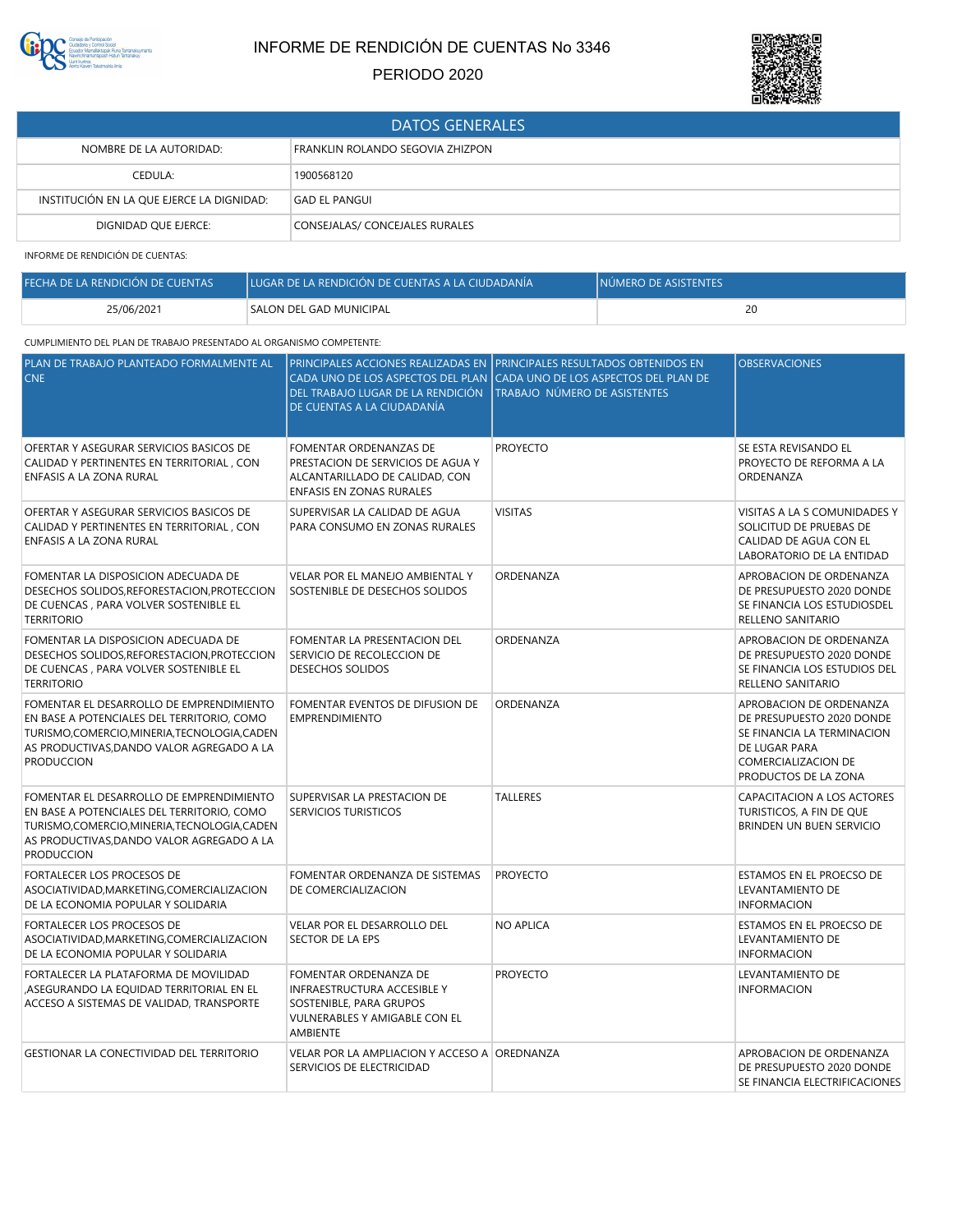# INFORME DE RENDICIÓN DE CUENTAS No 3346

PERIODO 2020

| DATOS GENERALES | |
|---|---|
| NOMBRE DE LA AUTORIDAD: | FRANKLIN ROLANDO SEGOVIA ZHIZPON |
| CEDULA: | 1900568120 |
| INSTITUCIÓN EN LA QUE EJERCE LA DIGNIDAD: | GAD EL PANGUI |
| DIGNIDAD QUE EJERCE: | CONSEJALAS/ CONCEJALES RURALES |

INFORME DE RENDICIÓN DE CUENTAS:

| FECHA DE LA RENDICIÓN DE CUENTAS | LUGAR DE LA RENDICIÓN DE CUENTAS A LA CIUDADANÍA | NÚMERO DE ASISTENTES |
|---|---|---|
| 25/06/2021 | SALON DEL GAD MUNICIPAL | 20 |

CUMPLIMIENTO DEL PLAN DE TRABAJO PRESENTADO AL ORGANISMO COMPETENTE:

| PLAN DE TRABAJO PLANTEADO FORMALMENTE AL CNE | PRINCIPALES ACCIONES REALIZADAS EN CADA UNO DE LOS ASPECTOS DEL PLAN DEL TRABAJO LUGAR DE LA RENDICIÓN DE CUENTAS A LA CIUDADANÍA | PRINCIPALES RESULTADOS OBTENIDOS EN CADA UNO DE LOS ASPECTOS DEL PLAN DE TRABAJO NÚMERO DE ASISTENTES | OBSERVACIONES |
|---|---|---|---|
| OFERTAR Y ASEGURAR SERVICIOS BASICOS DE CALIDAD Y PERTINENTES EN TERRITORIAL , CON ENFASIS A LA ZONA RURAL | FOMENTAR ORDENANZAS DE PRESTACION DE SERVICIOS DE AGUA Y ALCANTARILLADO DE CALIDAD, CON ENFASIS EN ZONAS RURALES | PROYECTO | SE ESTA REVISANDO EL PROYECTO DE REFORMA A LA ORDENANZA |
| OFERTAR Y ASEGURAR SERVICIOS BASICOS DE CALIDAD Y PERTINENTES EN TERRITORIAL , CON ENFASIS A LA ZONA RURAL | SUPERVISAR LA CALIDAD DE AGUA PARA CONSUMO EN ZONAS RURALES | VISITAS | VISITAS A LA S COMUNIDADES Y SOLICITUD DE PRUEBAS DE CALIDAD DE AGUA CON EL LABORATORIO DE LA ENTIDAD |
| FOMENTAR LA DISPOSICION ADECUADA DE DESECHOS SOLIDOS,REFORESTACION,PROTECCION DE CUENCAS , PARA VOLVER SOSTENIBLE EL TERRITORIO | VELAR POR EL MANEJO AMBIENTAL Y SOSTENIBLE DE DESECHOS SOLIDOS | ORDENANZA | APROBACION DE ORDENANZA DE PRESUPUESTO 2020 DONDE SE FINANCIA LOS ESTUDIOSDEL RELLENO SANITARIO |
| FOMENTAR LA DISPOSICION ADECUADA DE DESECHOS SOLIDOS,REFORESTACION,PROTECCION DE CUENCAS , PARA VOLVER SOSTENIBLE EL TERRITORIO | FOMENTAR LA PRESENTACION DEL SERVICIO DE RECOLECCION DE DESECHOS SOLIDOS | ORDENANZA | APROBACION DE ORDENANZA DE PRESUPUESTO 2020 DONDE SE FINANCIA LOS ESTUDIOS DEL RELLENO SANITARIO |
| FOMENTAR EL DESARROLLO DE EMPRENDIMIENTO EN BASE A POTENCIALES DEL TERRITORIO, COMO TURISMO,COMERCIO,MINERIA,TECNOLOGIA,CADENAS PRODUCTIVAS,DANDO VALOR AGREGADO A LA PRODUCCION | FOMENTAR EVENTOS DE DIFUSION DE EMPRENDIMIENTO | ORDENANZA | APROBACION DE ORDENANZA DE PRESUPUESTO 2020 DONDE SE FINANCIA LA TERMINACION DE LUGAR PARA COMERCIALIZACION DE PRODUCTOS DE LA ZONA |
| FOMENTAR EL DESARROLLO DE EMPRENDIMIENTO EN BASE A POTENCIALES DEL TERRITORIO, COMO TURISMO,COMERCIO,MINERIA,TECNOLOGIA,CADENAS PRODUCTIVAS,DANDO VALOR AGREGADO A LA PRODUCCION | SUPERVISAR LA PRESTACION DE SERVICIOS TURISTICOS | TALLERES | CAPACITACION A LOS ACTORES TURISTICOS, A FIN DE QUE BRINDEN UN BUEN SERVICIO |
| FORTALECER LOS PROCESOS DE ASOCIATIVIDAD,MARKETING,COMERCIALIZACION DE LA ECONOMIA POPULAR Y SOLIDARIA | FOMENTAR ORDENANZA DE SISTEMAS DE COMERCIALIZACION | PROYECTO | ESTAMOS EN EL PROECSO DE LEVANTAMIENTO DE INFORMACION |
| FORTALECER LOS PROCESOS DE ASOCIATIVIDAD,MARKETING,COMERCIALIZACION DE LA ECONOMIA POPULAR Y SOLIDARIA | VELAR POR EL DESARROLLO DEL SECTOR DE LA EPS | NO APLICA | ESTAMOS EN EL PROECSO DE LEVANTAMIENTO DE INFORMACION |
| FORTALECER LA PLATAFORMA DE MOVILIDAD ,ASEGURANDO LA EQUIDAD TERRITORIAL EN EL ACCESO A SISTEMAS DE VALIDAD, TRANSPORTE | FOMENTAR ORDENANZA DE INFRAESTRUCTURA ACCESIBLE Y SOSTENIBLE, PARA GRUPOS VULNERABLES Y AMIGABLE CON EL AMBIENTE | PROYECTO | LEVANTAMIENTO DE INFORMACION |
| GESTIONAR LA CONECTIVIDAD DEL TERRITORIO | VELAR POR LA AMPLIACION Y ACCESO A SERVICIOS DE ELECTRICIDAD | OREDNANZA | APROBACION DE ORDENANZA DE PRESUPUESTO 2020 DONDE SE FINANCIA ELECTRIFICACIONES |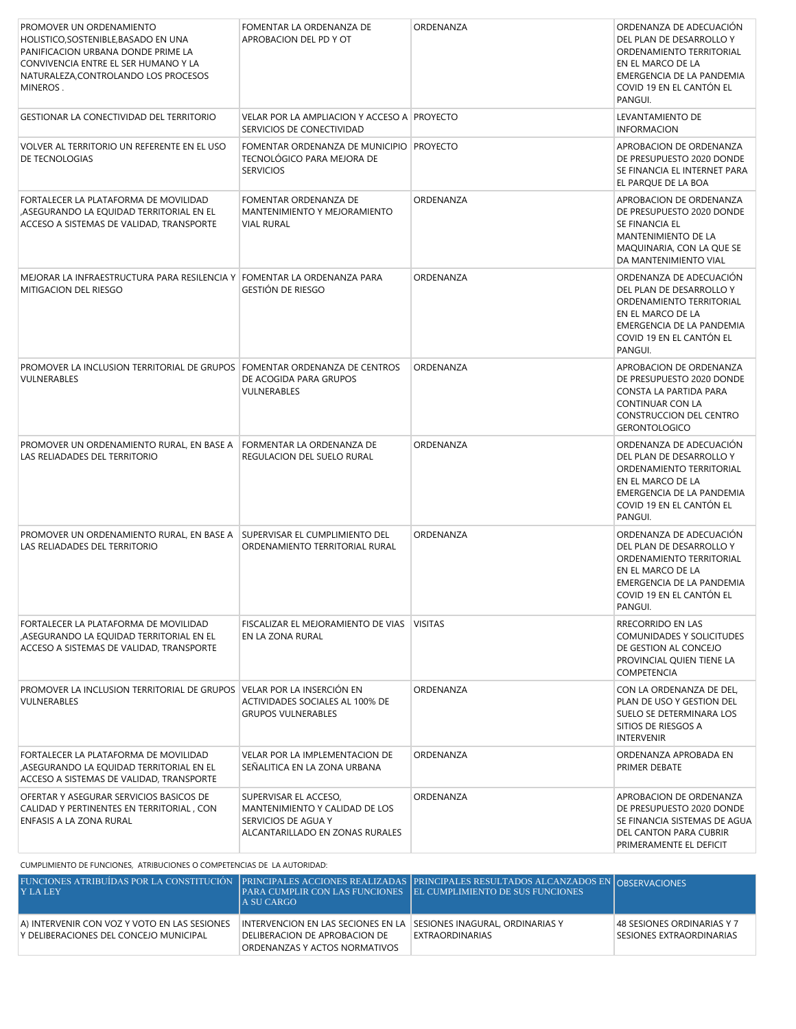| | | | |
|---|---|---|---|
| PROMOVER UN ORDENAMIENTO HOLISTICO,SOSTENIBLE,BASADO EN UNA PANIFICACION URBANA DONDE PRIME LA CONVIVENCIA ENTRE EL SER HUMANO Y LA NATURALEZA,CONTROLANDO LOS PROCESOS MINEROS . | FOMENTAR LA ORDENANZA DE APROBACION DEL PD Y OT | ORDENANZA | ORDENANZA DE ADECUACIÓN DEL PLAN DE DESARROLLO Y ORDENAMIENTO TERRITORIAL EN EL MARCO DE LA EMERGENCIA DE LA PANDEMIA COVID 19 EN EL CANTÓN EL PANGUI. |
| GESTIONAR LA CONECTIVIDAD DEL TERRITORIO | VELAR POR LA AMPLIACION Y ACCESO A SERVICIOS DE CONECTIVIDAD | PROYECTO | LEVANTAMIENTO DE INFORMACION |
| VOLVER AL TERRITORIO UN REFERENTE EN EL USO DE TECNOLOGIAS | FOMENTAR ORDENANZA DE MUNICIPIO TECNOLÓGICO PARA MEJORA DE SERVICIOS | PROYECTO | APROBACION DE ORDENANZA DE PRESUPUESTO 2020 DONDE SE FINANCIA EL INTERNET PARA EL PARQUE DE LA BOA |
| FORTALECER LA PLATAFORMA DE MOVILIDAD ,ASEGURANDO LA EQUIDAD TERRITORIAL EN EL ACCESO A SISTEMAS DE VALIDAD, TRANSPORTE | FOMENTAR ORDENANZA DE MANTENIMIENTO Y MEJORAMIENTO VIAL RURAL | ORDENANZA | APROBACION DE ORDENANZA DE PRESUPUESTO 2020 DONDE SE FINANCIA EL MANTENIMIENTO DE LA MAQUINARIA, CON LA QUE SE DA MANTENIMIENTO VIAL |
| MEJORAR LA INFRAESTRUCTURA PARA RESILENCIA Y MITIGACION DEL RIESGO | FOMENTAR LA ORDENANZA PARA GESTIÓN DE RIESGO | ORDENANZA | ORDENANZA DE ADECUACIÓN DEL PLAN DE DESARROLLO Y ORDENAMIENTO TERRITORIAL EN EL MARCO DE LA EMERGENCIA DE LA PANDEMIA COVID 19 EN EL CANTÓN EL PANGUI. |
| PROMOVER LA INCLUSION TERRITORIAL DE GRUPOS VULNERABLES | FOMENTAR ORDENANZA DE CENTROS DE ACOGIDA PARA GRUPOS VULNERABLES | ORDENANZA | APROBACION DE ORDENANZA DE PRESUPUESTO 2020 DONDE CONSTA LA PARTIDA PARA CONTINUAR CON LA CONSTRUCCION DEL CENTRO GERONTOLOGICO |
| PROMOVER UN ORDENAMIENTO RURAL, EN BASE A LAS RELIADADES DEL TERRITORIO | FORMENTAR LA ORDENANZA DE REGULACION DEL SUELO RURAL | ORDENANZA | ORDENANZA DE ADECUACIÓN DEL PLAN DE DESARROLLO Y ORDENAMIENTO TERRITORIAL EN EL MARCO DE LA EMERGENCIA DE LA PANDEMIA COVID 19 EN EL CANTÓN EL PANGUI. |
| PROMOVER UN ORDENAMIENTO RURAL, EN BASE A LAS RELIADADES DEL TERRITORIO | SUPERVISAR EL CUMPLIMIENTO DEL ORDENAMIENTO TERRITORIAL RURAL | ORDENANZA | ORDENANZA DE ADECUACIÓN DEL PLAN DE DESARROLLO Y ORDENAMIENTO TERRITORIAL EN EL MARCO DE LA EMERGENCIA DE LA PANDEMIA COVID 19 EN EL CANTÓN EL PANGUI. |
| FORTALECER LA PLATAFORMA DE MOVILIDAD ,ASEGURANDO LA EQUIDAD TERRITORIAL EN EL ACCESO A SISTEMAS DE VALIDAD, TRANSPORTE | FISCALIZAR EL MEJORAMIENTO DE VIAS EN LA ZONA RURAL | VISITAS | RRECORRIDO EN LAS COMUNIDADES Y SOLICITUDES DE GESTION AL CONCEJO PROVINCIAL QUIEN TIENE LA COMPETENCIA |
| PROMOVER LA INCLUSION TERRITORIAL DE GRUPOS VULNERABLES | VELAR POR LA INSERCIÓN EN ACTIVIDADES SOCIALES AL 100% DE GRUPOS VULNERABLES | ORDENANZA | CON LA ORDENANZA DE DEL, PLAN DE USO Y GESTION DEL SUELO SE DETERMINARA LOS SITIOS DE RIESGOS A INTERVENIR |
| FORTALECER LA PLATAFORMA DE MOVILIDAD ,ASEGURANDO LA EQUIDAD TERRITORIAL EN EL ACCESO A SISTEMAS DE VALIDAD, TRANSPORTE | VELAR POR LA IMPLEMENTACION DE SEÑALITICA EN LA ZONA URBANA | ORDENANZA | ORDENANZA APROBADA EN PRIMER DEBATE |
| OFERTAR Y ASEGURAR SERVICIOS BASICOS DE CALIDAD Y PERTINENTES EN TERRITORIAL , CON ENFASIS A LA ZONA RURAL | SUPERVISAR EL ACCESO, MANTENIMIENTO Y CALIDAD DE LOS SERVICIOS DE AGUA Y ALCANTARILLADO EN ZONAS RURALES | ORDENANZA | APROBACION DE ORDENANZA DE PRESUPUESTO 2020 DONDE SE FINANCIA SISTEMAS DE AGUA DEL CANTON PARA CUBRIR PRIMERAMENTE EL DEFICIT |

CUMPLIMIENTO DE FUNCIONES, ATRIBUCIONES O COMPETENCIAS DE LA AUTORIDAD:

| FUNCIONES ATRIBUÍDAS POR LA CONSTITUCIÓN Y LA LEY | PRINCIPALES ACCIONES REALIZADAS PARA CUMPLIR CON LAS FUNCIONES A SU CARGO | PRINCIPALES RESULTADOS ALCANZADOS EN EL CUMPLIMIENTO DE SUS FUNCIONES | OBSERVACIONES |
|---|---|---|---|
| A) INTERVENIR CON VOZ Y VOTO EN LAS SESIONES Y DELIBERACIONES DEL CONCEJO MUNICIPAL | INTERVENCION EN LAS SECIONES EN LA DELIBERACION DE APROBACION DE ORDENANZAS Y ACTOS NORMATIVOS | SESIONES INAGURAL, ORDINARIAS Y EXTRAORDINARIAS | 48 SESIONES ORDINARIAS Y 7 SESIONES EXTRAORDINARIAS |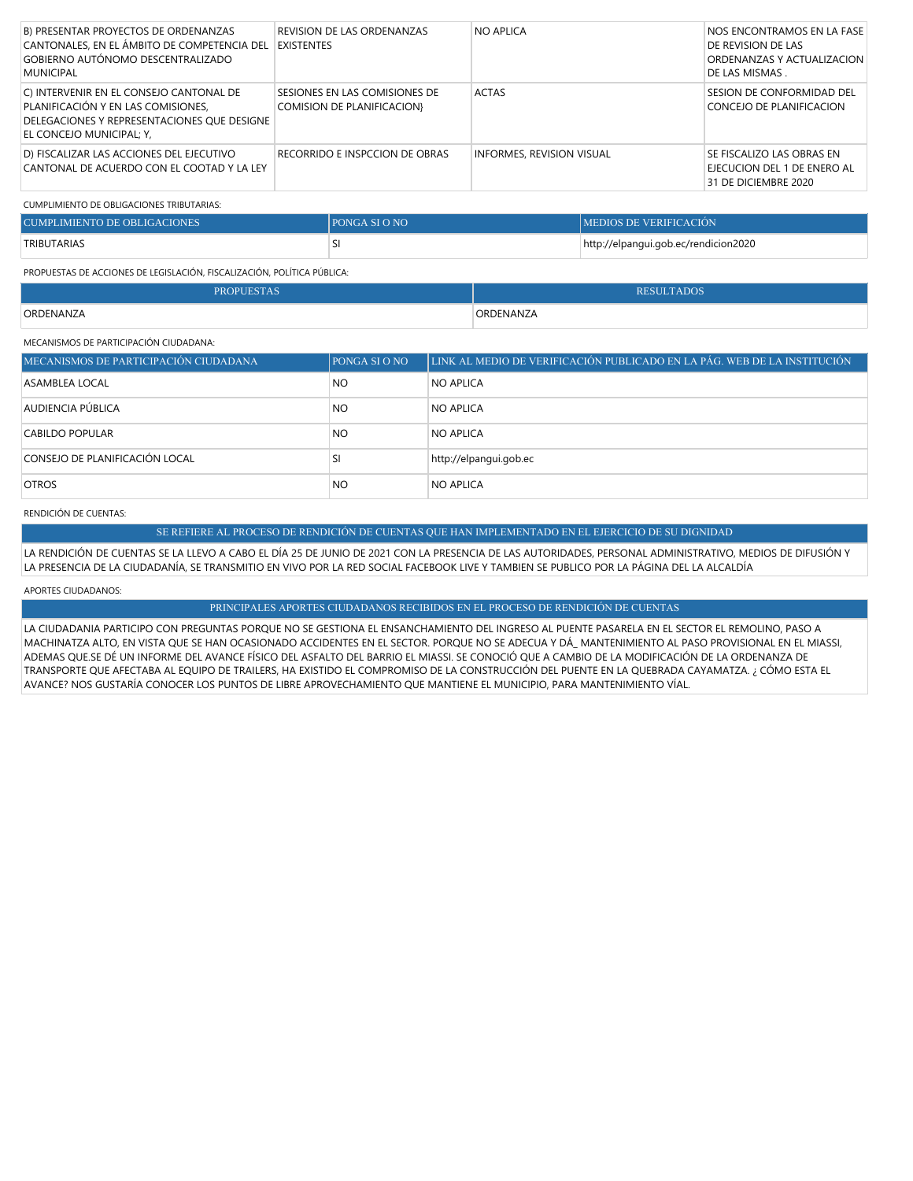| | | | |
|---|---|---|---|
| B) PRESENTAR PROYECTOS DE ORDENANZAS CANTONALES, EN EL ÁMBITO DE COMPETENCIA DEL GOBIERNO AUTÓNOMO DESCENTRALIZADO MUNICIPAL | REVISION DE LAS ORDENANZAS EXISTENTES | NO APLICA | NOS ENCONTRAMOS EN LA FASE DE REVISION DE LAS ORDENANZAS Y ACTUALIZACION DE LAS MISMAS . |
| C) INTERVENIR EN EL CONSEJO CANTONAL DE PLANIFICACIÓN Y EN LAS COMISIONES, DELEGACIONES Y REPRESENTACIONES QUE DESIGNE EL CONCEJO MUNICIPAL; Y, | SESIONES EN LAS COMISIONES DE COMISION DE PLANIFICACION} | ACTAS | SESION DE CONFORMIDAD DEL CONCEJO DE PLANIFICACION |
| D) FISCALIZAR LAS ACCIONES DEL EJECUTIVO CANTONAL DE ACUERDO CON EL COOTAD Y LA LEY | RECORRIDO E INSPCCION DE OBRAS | INFORMES, REVISION VISUAL | SE FISCALIZO LAS OBRAS EN EJECUCION DEL 1 DE ENERO AL 31 DE DICIEMBRE 2020 |

CUMPLIMIENTO DE OBLIGACIONES TRIBUTARIAS:

| CUMPLIMIENTO DE OBLIGACIONES | PONGA SI O NO | MEDIOS DE VERIFICACIÓN |
|---|---|---|
| TRIBUTARIAS | SI | http://elpangui.gob.ec/rendicion2020 |

PROPUESTAS DE ACCIONES DE LEGISLACIÓN, FISCALIZACIÓN, POLÍTICA PÚBLICA:

| PROPUESTAS | RESULTADOS |
|---|---|
| ORDENANZA | ORDENANZA |

MECANISMOS DE PARTICIPACIÓN CIUDADANA:

| MECANISMOS DE PARTICIPACIÓN CIUDADANA | PONGA SI O NO | LINK AL MEDIO DE VERIFICACIÓN PUBLICADO EN LA PÁG. WEB DE LA INSTITUCIÓN |
|---|---|---|
| ASAMBLEA LOCAL | NO | NO APLICA |
| AUDIENCIA PÚBLICA | NO | NO APLICA |
| CABILDO POPULAR | NO | NO APLICA |
| CONSEJO DE PLANIFICACIÓN LOCAL | SI | http://elpangui.gob.ec |
| OTROS | NO | NO APLICA |

RENDICIÓN DE CUENTAS:

| SE REFIERE AL PROCESO DE RENDICIÓN DE CUENTAS QUE HAN IMPLEMENTADO EN EL EJERCICIO DE SU DIGNIDAD |
|---|
| LA RENDICIÓN DE CUENTAS SE LA LLEVO A CABO EL DÍA 25 DE JUNIO DE 2021 CON LA PRESENCIA DE LAS AUTORIDADES, PERSONAL ADMINISTRATIVO, MEDIOS DE DIFUSIÓN Y LA PRESENCIA DE LA CIUDADANÍA, SE TRANSMITIO EN VIVO POR LA RED SOCIAL FACEBOOK LIVE Y TAMBIEN SE PUBLICO POR LA PÁGINA DEL LA ALCALDÍA |

APORTES CIUDADANOS:

| PRINCIPALES APORTES CIUDADANOS RECIBIDOS EN EL PROCESO DE RENDICIÓN DE CUENTAS |
|---|
| LA CIUDADANIA PARTICIPO CON PREGUNTAS PORQUE NO SE GESTIONA EL ENSANCHAMIENTO DEL INGRESO AL PUENTE PASARELA EN EL SECTOR EL REMOLINO, PASO A MACHINATZA ALTO, EN VISTA QUE SE HAN OCASIONADO ACCIDENTES EN EL SECTOR. PORQUE NO SE ADECUA Y DÁ_ MANTENIMIENTO AL PASO PROVISIONAL EN EL MIASSI, ADEMAS QUE.SE DÉ UN INFORME DEL AVANCE FÍSICO DEL ASFALTO DEL BARRIO EL MIASSI. SE CONOCIÓ QUE A CAMBIO DE LA MODIFICACIÓN DE LA ORDENANZA DE TRANSPORTE QUE AFECTABA AL EQUIPO DE TRAILERS, HA EXISTIDO EL COMPROMISO DE LA CONSTRUCCIÓN DEL PUENTE EN LA QUEBRADA CAYAMATZA. ¿ CÓMO ESTA EL AVANCE? NOS GUSTARÍA CONOCER LOS PUNTOS DE LIBRE APROVECHAMIENTO QUE MANTIENE EL MUNICIPIO, PARA MANTENIMIENTO VÍAL. |